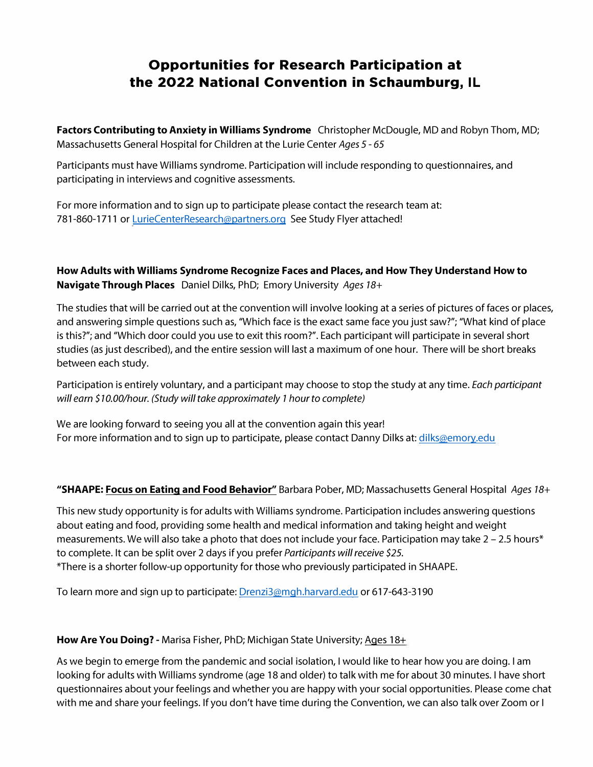# Opportunities for Research Participation at the 2022 National Convention in Schaumburg, IL

**Factors Contributing to Anxiety in Williams Syndrome** Christopher McDougle, MD and Robyn Thom, MD; Massachusetts General Hospital for Children at the Lurie Center *Ages 5 - 65*

Participants must have Williams syndrome. Participation will include responding to questionnaires, and participating in interviews and cognitive assessments.

For more information and to sign up to participate please contact the research team at: 781-860-1711 or LurieCenterResearch@partners.org See Study Flyer attached!

**How Adults with Williams Syndrome Recognize Faces and Places, and How They Understand How to Navigate Through Places** Daniel Dilks, PhD; Emory University *Ages 18+*

The studies that will be carried out at the convention will involve looking at a series of pictures of faces or places, and answering simple questions such as, "Which face is the exact same face you just saw?"; "What kind of place is this?"; and "Which door could you use to exit this room?". Each participant will participate in several short studies (as just described), and the entire session will last a maximum of one hour. There will be short breaks between each study.

Participation is entirely voluntary, and a participant may choose to stop the study at any time. *Each participant will earn $10.00/hour. (Study will take approximately 1 hour to complete)*

We are looking forward to seeing you all at the convention again this year!
For more information and to sign up to participate, please contact Danny Dilks at: dilks@emory.edu

**"SHAAPE: Focus on Eating and Food Behavior"** Barbara Pober, MD; Massachusetts General Hospital *Ages 18+*

This new study opportunity is for adults with Williams syndrome. Participation includes answering questions about eating and food, providing some health and medical information and taking height and weight measurements. We will also take a photo that does not include your face. Participation may take 2 – 2.5 hours* to complete. It can be split over 2 days if you prefer *Participants will receive $25.*
*There is a shorter follow-up opportunity for those who previously participated in SHAAPE.

To learn more and sign up to participate: Drenzi3@mgh.harvard.edu or 617-643-3190

**How Are You Doing? -** Marisa Fisher, PhD; Michigan State University; Ages 18+

As we begin to emerge from the pandemic and social isolation, I would like to hear how you are doing. I am looking for adults with Williams syndrome (age 18 and older) to talk with me for about 30 minutes. I have short questionnaires about your feelings and whether you are happy with your social opportunities. Please come chat with me and share your feelings. If you don't have time during the Convention, we can also talk over Zoom or I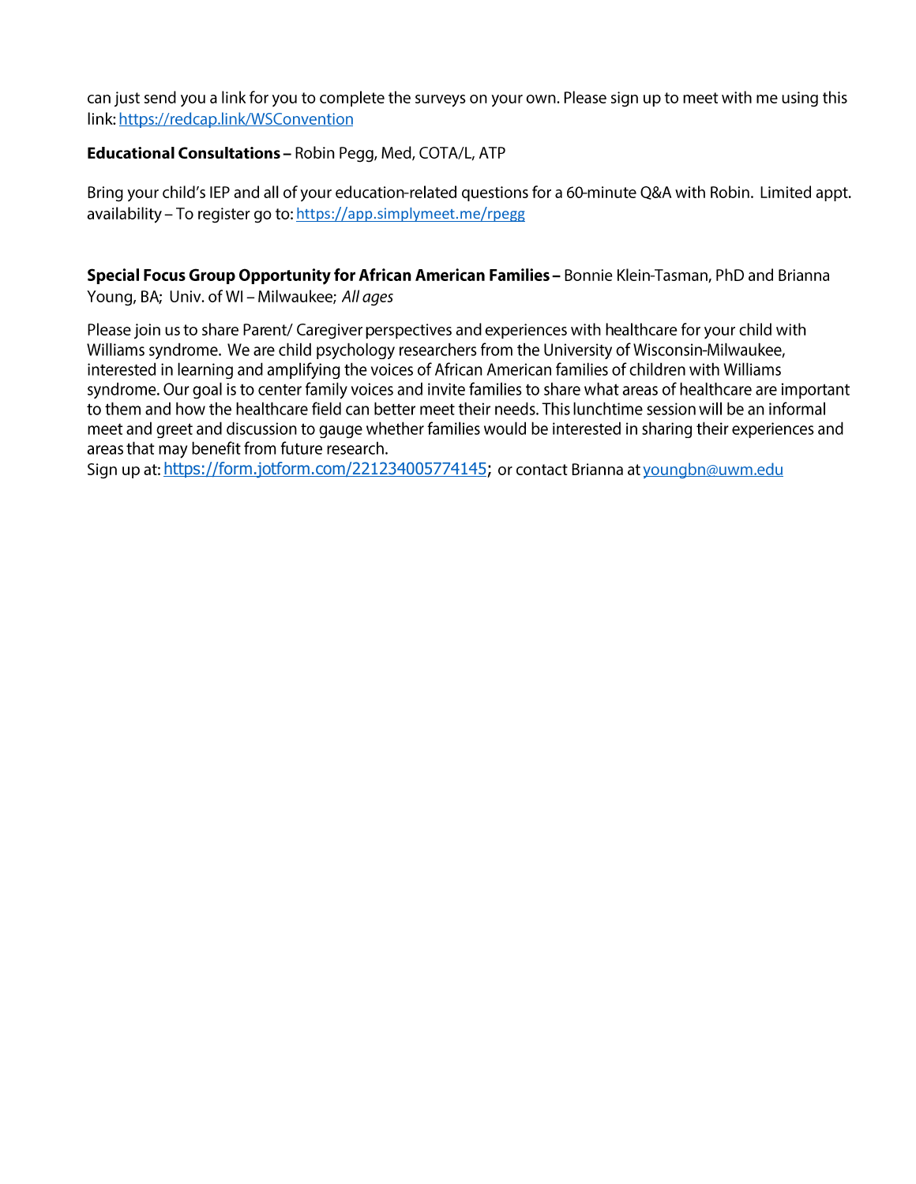can just send you a link for you to complete the surveys on your own. Please sign up to meet with me using this link: https://redcap.link/WSConvention

**Educational Consultations –** Robin Pegg, Med, COTA/L, ATP

Bring your child's IEP and all of your education-related questions for a 60-minute Q&A with Robin. Limited appt. availability – To register go to: https://app.simplymeet.me/rpegg

**Special Focus Group Opportunity for African American Families –** Bonnie Klein-Tasman, PhD and Brianna Young, BA; Univ. of WI – Milwaukee; *All ages*

Please join us to share Parent/ Caregiver perspectives and experiences with healthcare for your child with Williams syndrome. We are child psychology researchers from the University of Wisconsin-Milwaukee, interested in learning and amplifying the voices of African American families of children with Williams syndrome. Our goal is to center family voices and invite families to share what areas of healthcare are important to them and how the healthcare field can better meet their needs. This lunchtime session will be an informal meet and greet and discussion to gauge whether families would be interested in sharing their experiences and areas that may benefit from future research.
Sign up at: https://form.jotform.com/221234005774145; or contact Brianna at youngbn@uwm.edu